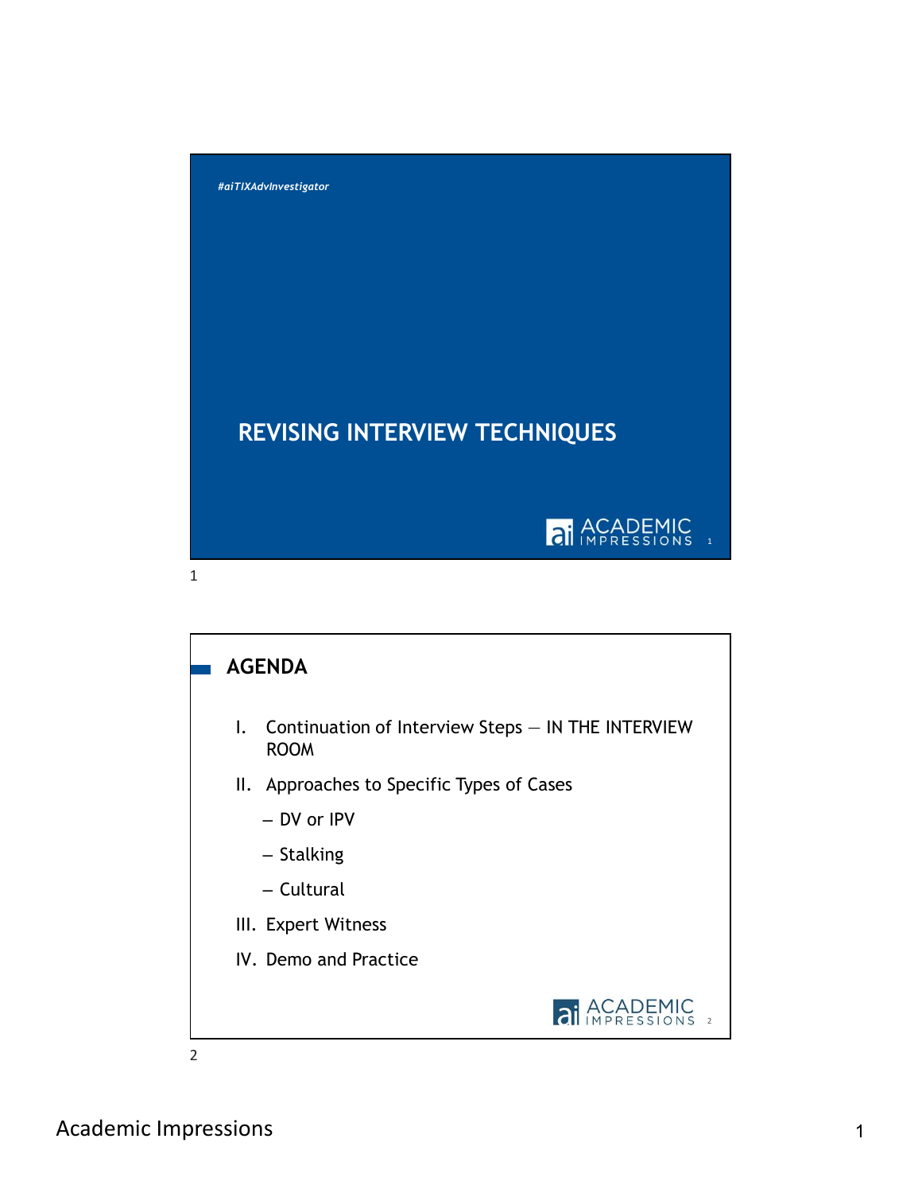#aiTIXAdvInvestigator

# REVISING INTERVIEW TECHNIQUES

## AGENDA

I. Continuation of Interview Steps — IN THE INTERVIEW ROOM

II. Approaches to Specific Types of Cases
   - DV or IPV
   - Stalking
   - Cultural

III. Expert Witness

IV. Demo and Practice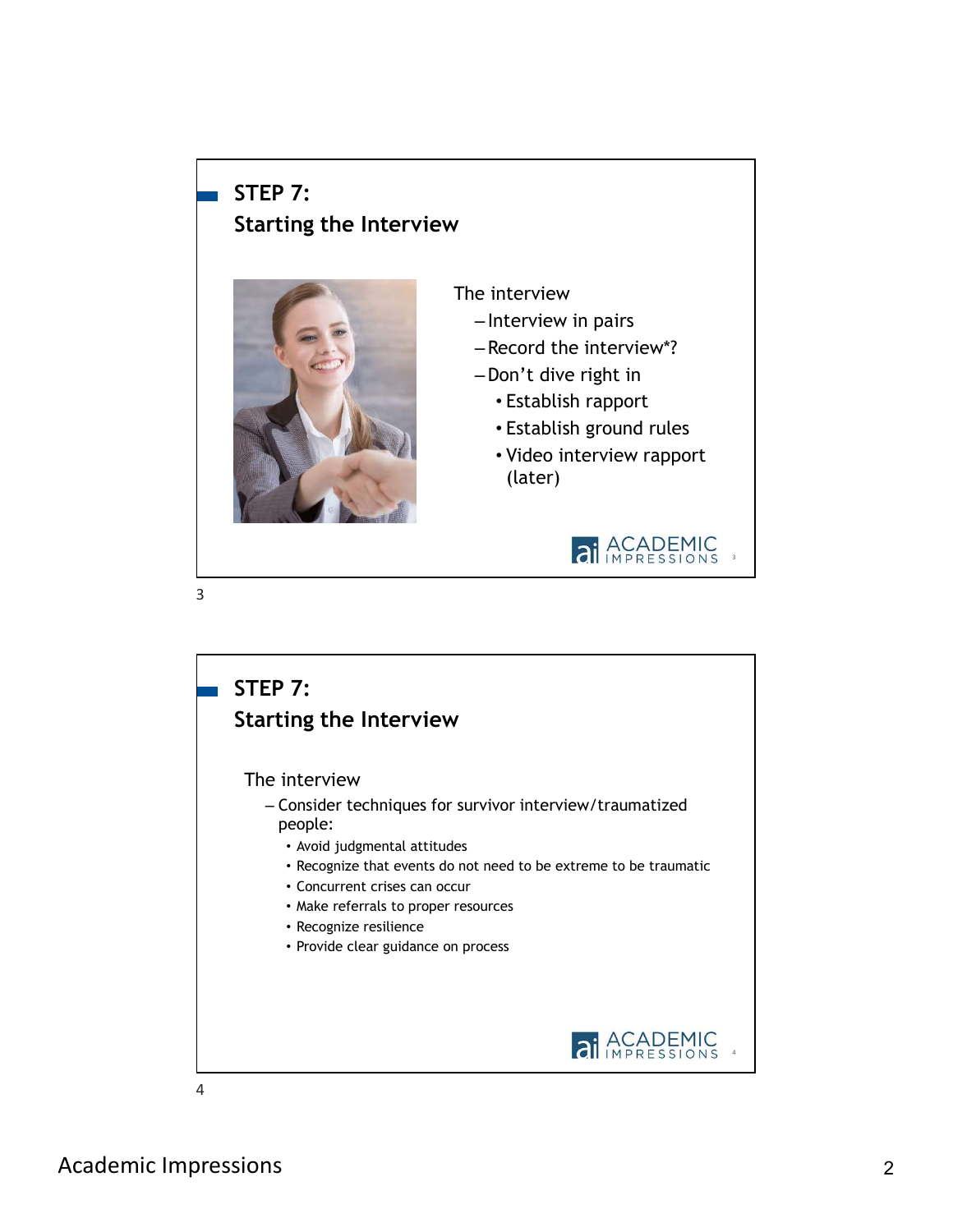## STEP 7: Starting the Interview

The interview

- Interview in pairs
- Record the interview*?
- Don't dive right in
  - Establish rapport
  - Establish ground rules
  - Video interview rapport (later)

## STEP 7: Starting the Interview

The interview

- Consider techniques for survivor interview/traumatized people:
  - Avoid judgmental attitudes
  - Recognize that events do not need to be extreme to be traumatic
  - Concurrent crises can occur
  - Make referrals to proper resources
  - Recognize resilience
  - Provide clear guidance on process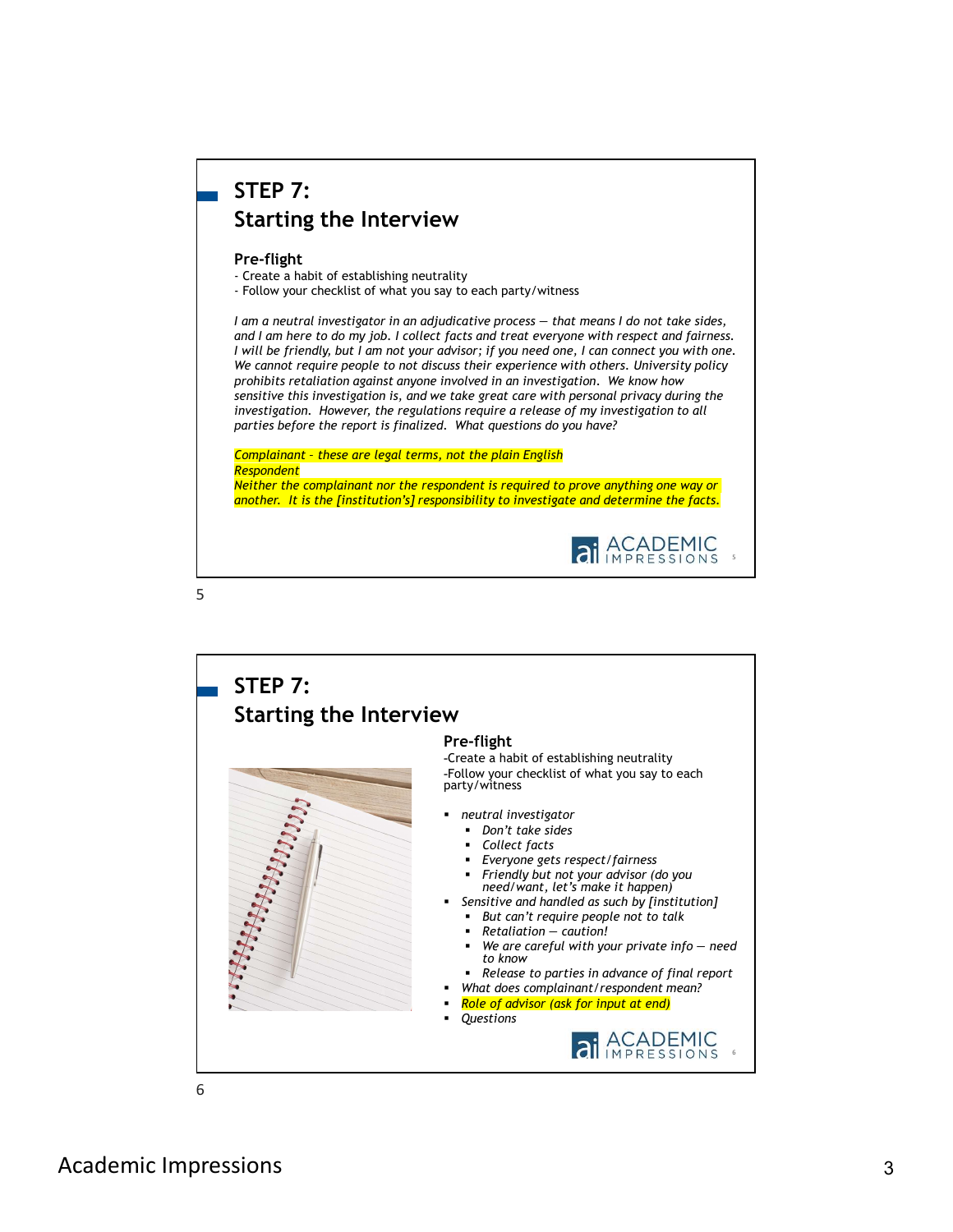## STEP 7:
## Starting the Interview

### Pre-flight

- Create a habit of establishing neutrality
- Follow your checklist of what you say to each party/witness

*I am a neutral investigator in an adjudicative process — that means I do not take sides, and I am here to do my job. I collect facts and treat everyone with respect and fairness. I will be friendly, but I am not your advisor; if you need one, I can connect you with one. We cannot require people to not discuss their experience with others. University policy prohibits retaliation against anyone involved in an investigation. We know how sensitive this investigation is, and we take great care with personal privacy during the investigation. However, the regulations require a release of my investigation to all parties before the report is finalized. What questions do you have?*

*Complainant - these are legal terms, not the plain English*
*Respondent*
*Neither the complainant nor the respondent is required to prove anything one way or another. It is the [institution's] responsibility to investigate and determine the facts.*

## STEP 7:
## Starting the Interview

### Pre-flight

- Create a habit of establishing neutrality
- Follow your checklist of what you say to each party/witness

- *neutral investigator*
  - *Don't take sides*
  - *Collect facts*
  - *Everyone gets respect/fairness*
  - *Friendly but not your advisor (do you need/want, let's make it happen)*
- *Sensitive and handled as such by [institution]*
  - *But can't require people not to talk*
  - *Retaliation — caution!*
  - *We are careful with your private info — need to know*
  - *Release to parties in advance of final report*
- *What does complainant/respondent mean?*
- *Role of advisor (ask for input at end)*
- *Questions*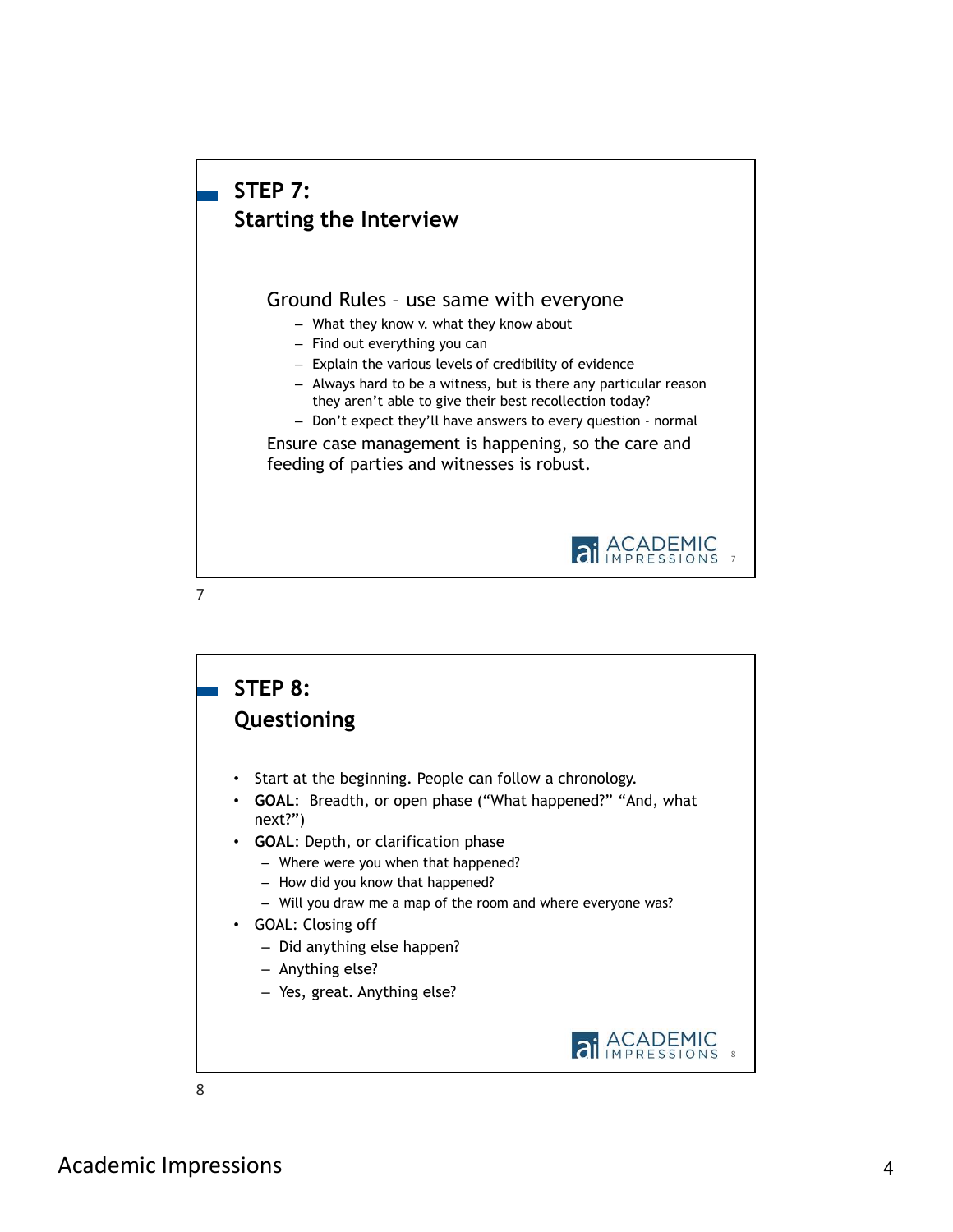## STEP 7: Starting the Interview

### Ground Rules – use same with everyone

- What they know v. what they know about
- Find out everything you can
- Explain the various levels of credibility of evidence
- Always hard to be a witness, but is there any particular reason they aren't able to give their best recollection today?
- Don't expect they'll have answers to every question - normal

Ensure case management is happening, so the care and feeding of parties and witnesses is robust.

## STEP 8: Questioning

- Start at the beginning. People can follow a chronology.
- **GOAL**: Breadth, or open phase ("What happened?" "And, what next?")
- **GOAL**: Depth, or clarification phase
  - Where were you when that happened?
  - How did you know that happened?
  - Will you draw me a map of the room and where everyone was?
- GOAL: Closing off
  - Did anything else happen?
  - Anything else?
  - Yes, great. Anything else?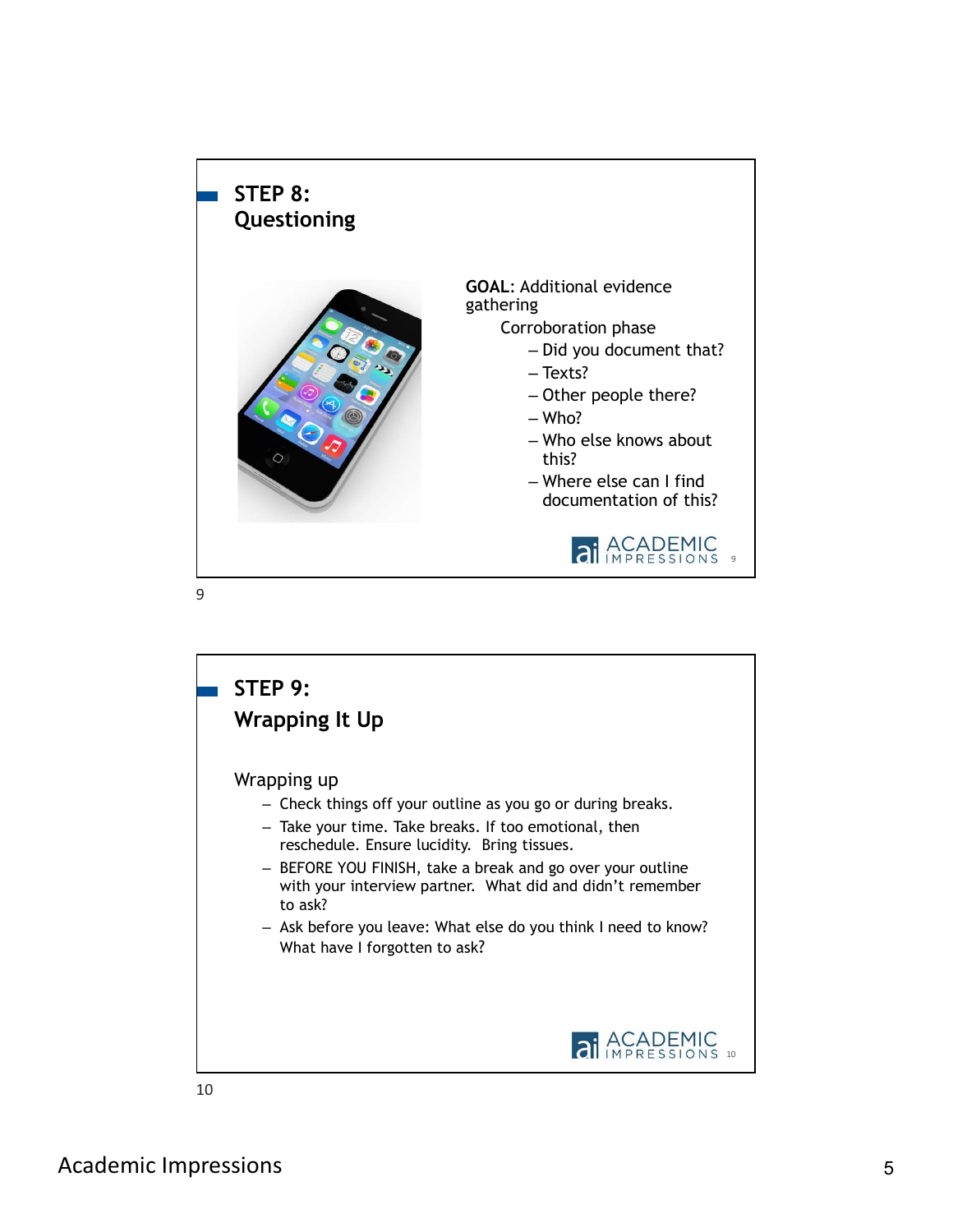## STEP 8: Questioning

**GOAL**: Additional evidence gathering

Corroboration phase

- Did you document that?
- Texts?
- Other people there?
- Who?
- Who else knows about this?
- Where else can I find documentation of this?

## STEP 9: Wrapping It Up

Wrapping up

- Check things off your outline as you go or during breaks.
- Take your time. Take breaks. If too emotional, then reschedule. Ensure lucidity. Bring tissues.
- BEFORE YOU FINISH, take a break and go over your outline with your interview partner. What did and didn't remember to ask?
- Ask before you leave: What else do you think I need to know? What have I forgotten to ask?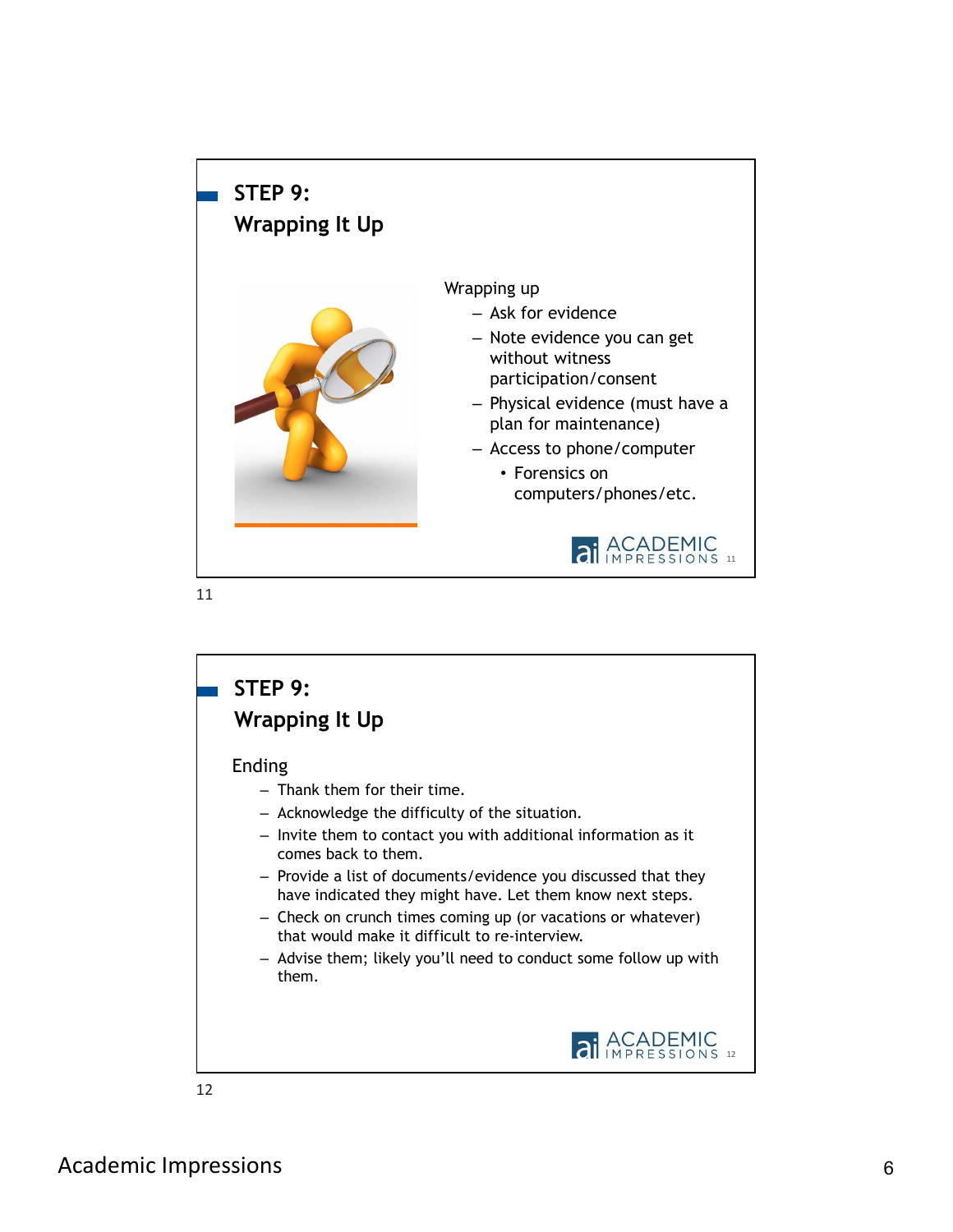## STEP 9: Wrapping It Up

Wrapping up

- Ask for evidence
- Note evidence you can get without witness participation/consent
- Physical evidence (must have a plan for maintenance)
- Access to phone/computer
  - Forensics on computers/phones/etc.

## STEP 9: Wrapping It Up

Ending

- Thank them for their time.
- Acknowledge the difficulty of the situation.
- Invite them to contact you with additional information as it comes back to them.
- Provide a list of documents/evidence you discussed that they have indicated they might have. Let them know next steps.
- Check on crunch times coming up (or vacations or whatever) that would make it difficult to re-interview.
- Advise them; likely you'll need to conduct some follow up with them.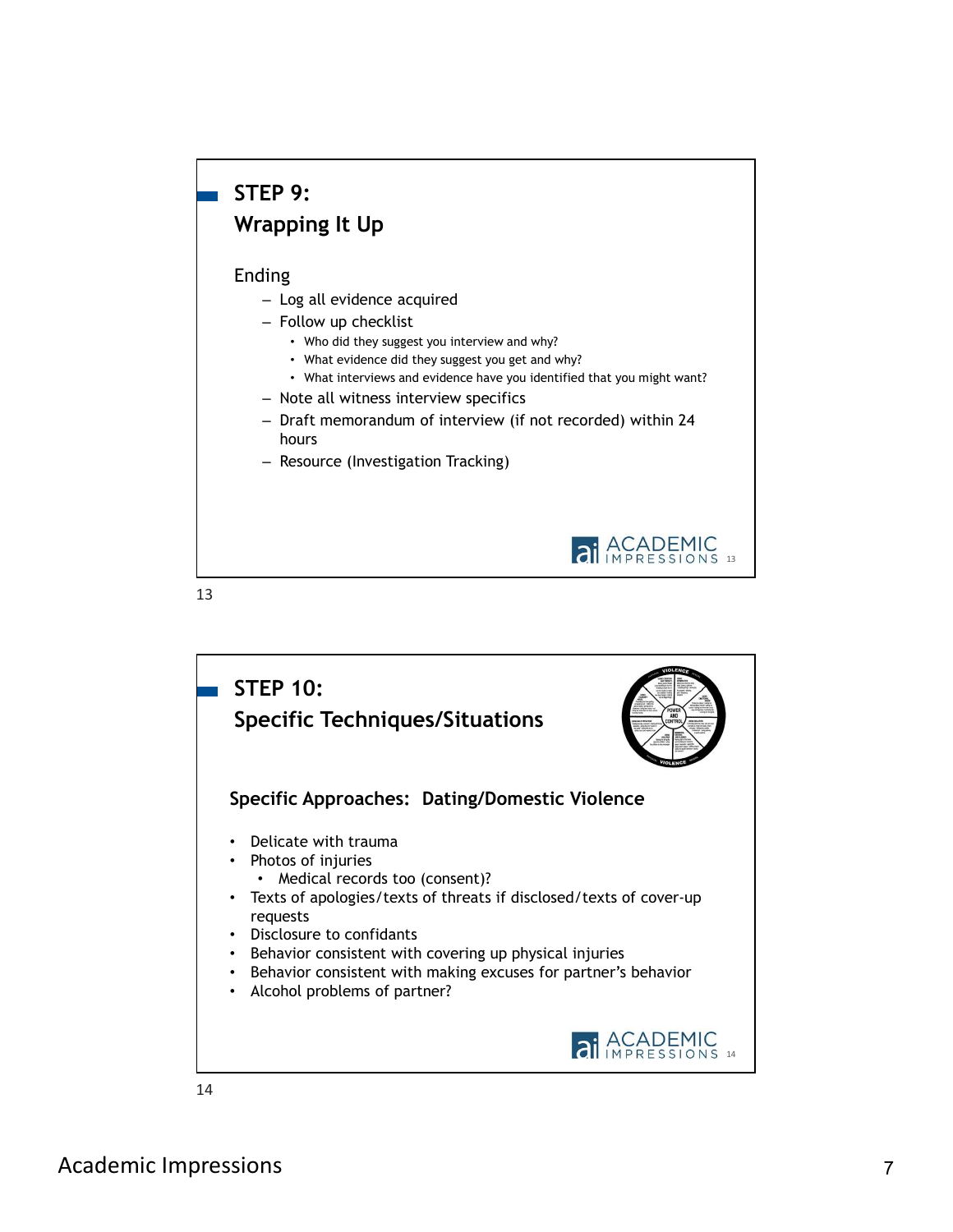## STEP 9: Wrapping It Up

Ending

- Log all evidence acquired
- Follow up checklist
  - Who did they suggest you interview and why?
  - What evidence did they suggest you get and why?
  - What interviews and evidence have you identified that you might want?
- Note all witness interview specifics
- Draft memorandum of interview (if not recorded) within 24 hours
- Resource (Investigation Tracking)

## STEP 10: Specific Techniques/Situations

### Specific Approaches: Dating/Domestic Violence

- Delicate with trauma
- Photos of injuries
  - Medical records too (consent)?
- Texts of apologies/texts of threats if disclosed/texts of cover-up requests
- Disclosure to confidants
- Behavior consistent with covering up physical injuries
- Behavior consistent with making excuses for partner's behavior
- Alcohol problems of partner?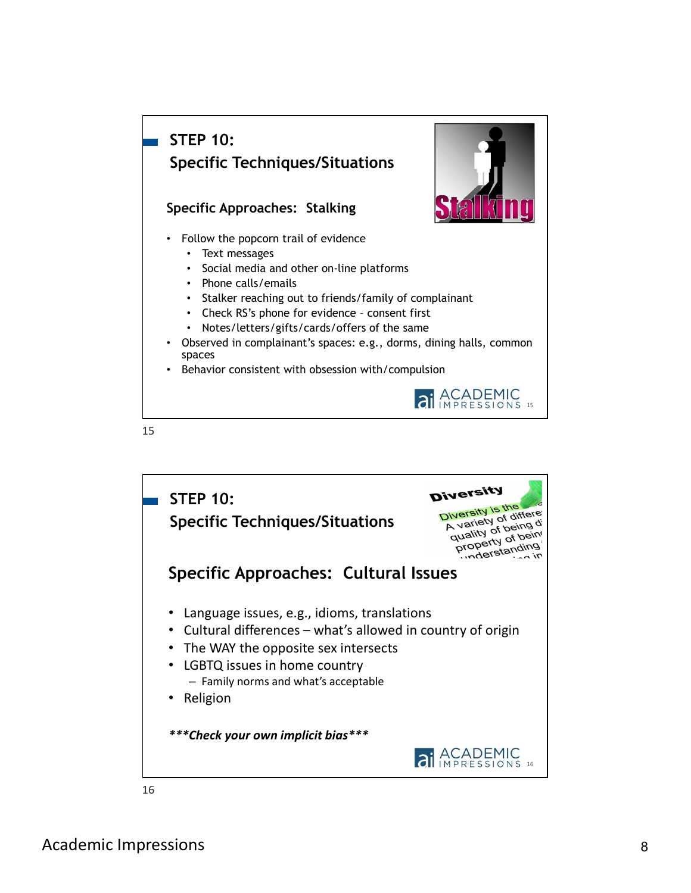## STEP 10:
## Specific Techniques/Situations

### Specific Approaches: Stalking

- Follow the popcorn trail of evidence
  - Text messages
  - Social media and other on-line platforms
  - Phone calls/emails
  - Stalker reaching out to friends/family of complainant
  - Check RS's phone for evidence – consent first
  - Notes/letters/gifts/cards/offers of the same
- Observed in complainant's spaces: e.g., dorms, dining halls, common spaces
- Behavior consistent with obsession with/compulsion

## STEP 10:
## Specific Techniques/Situations

### Specific Approaches: Cultural Issues

- Language issues, e.g., idioms, translations
- Cultural differences – what's allowed in country of origin
- The WAY the opposite sex intersects
- LGBTQ issues in home country
  - Family norms and what's acceptable
- Religion

***\*\*\*Check your own implicit bias\*\*\****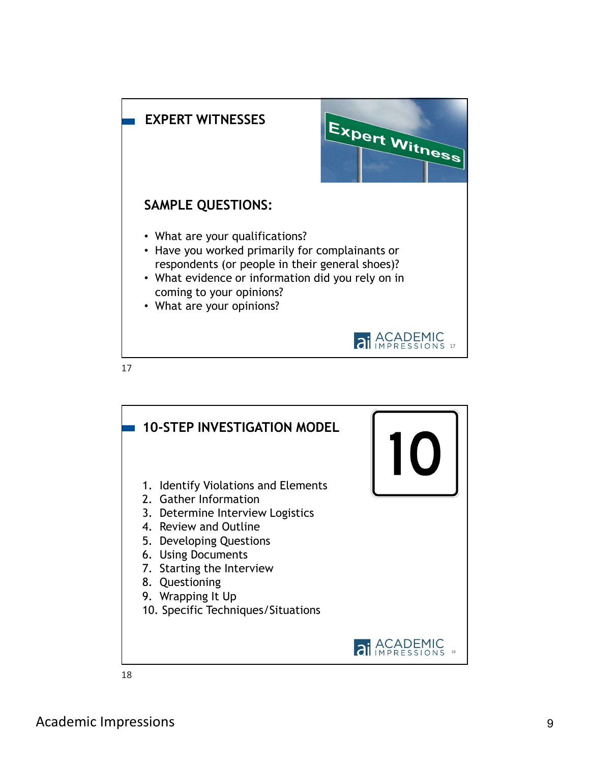## EXPERT WITNESSES

### SAMPLE QUESTIONS:

- What are your qualifications?
- Have you worked primarily for complainants or respondents (or people in their general shoes)?
- What evidence or information did you rely on in coming to your opinions?
- What are your opinions?

## 10-STEP INVESTIGATION MODEL

1. Identify Violations and Elements
2. Gather Information
3. Determine Interview Logistics
4. Review and Outline
5. Developing Questions
6. Using Documents
7. Starting the Interview
8. Questioning
9. Wrapping It Up
10. Specific Techniques/Situations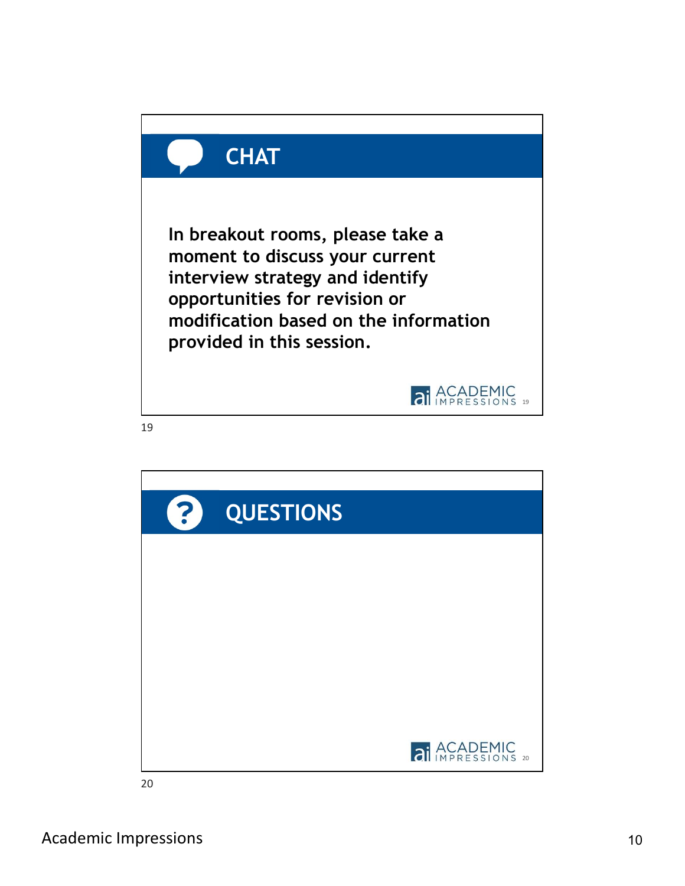## CHAT

**In breakout rooms, please take a moment to discuss your current interview strategy and identify opportunities for revision or modification based on the information provided in this session.**

## QUESTIONS